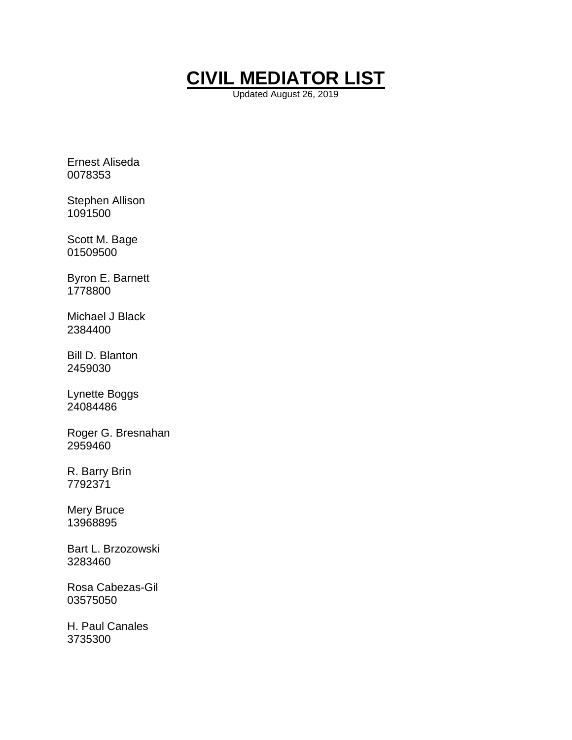# CIVIL MEDIATOR LIST

Updated August 26, 2019

Ernest Aliseda
0078353

Stephen Allison
1091500

Scott M. Bage
01509500

Byron E. Barnett
1778800

Michael J Black
2384400

Bill D. Blanton
2459030

Lynette Boggs
24084486

Roger G. Bresnahan
2959460

R. Barry Brin
7792371

Mery Bruce
13968895

Bart L. Brzozowski
3283460

Rosa Cabezas-Gil
03575050

H. Paul Canales
3735300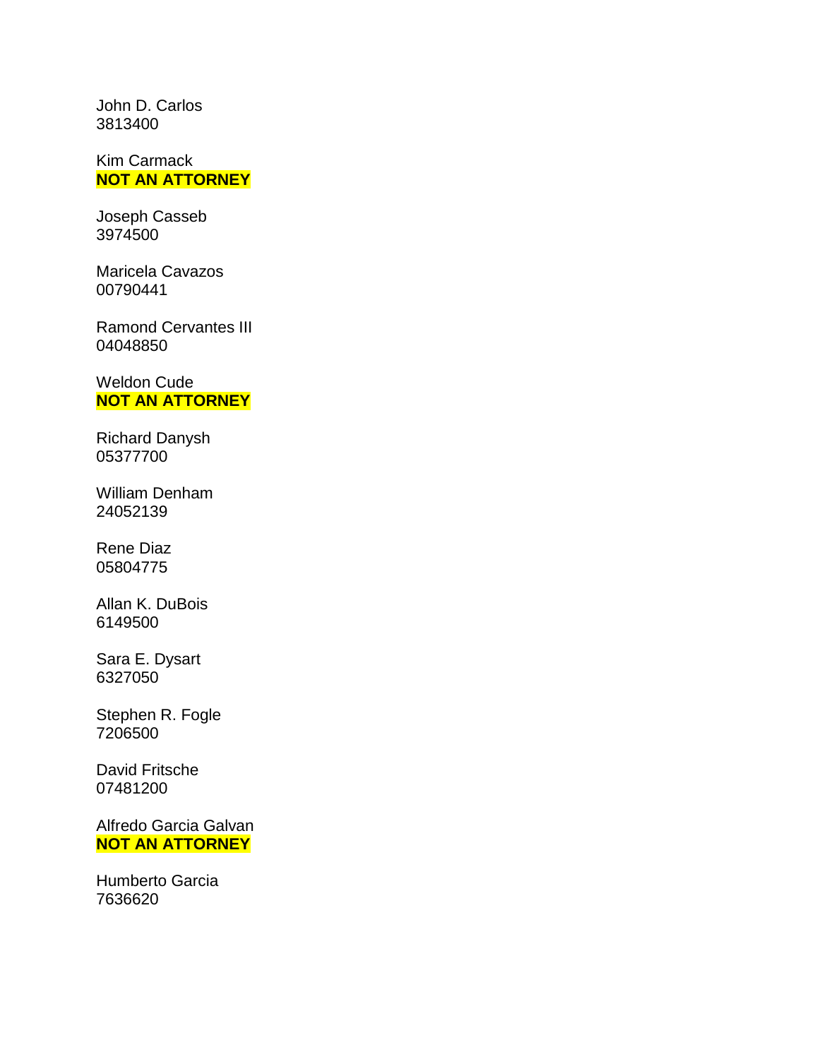John D. Carlos
3813400

Kim Carmack
**NOT AN ATTORNEY**

Joseph Casseb
3974500

Maricela Cavazos
00790441

Ramond Cervantes III
04048850

Weldon Cude
**NOT AN ATTORNEY**

Richard Danysh
05377700

William Denham
24052139

Rene Diaz
05804775

Allan K. DuBois
6149500

Sara E. Dysart
6327050

Stephen R. Fogle
7206500

David Fritsche
07481200

Alfredo Garcia Galvan
**NOT AN ATTORNEY**

Humberto Garcia
7636620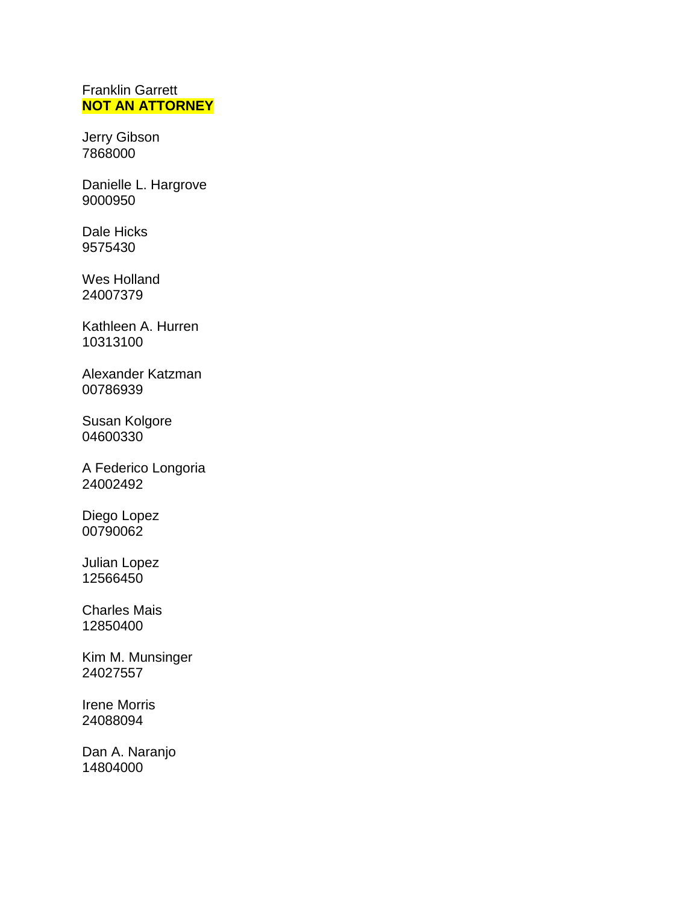Franklin Garrett
**NOT AN ATTORNEY**

Jerry Gibson
7868000

Danielle L. Hargrove
9000950

Dale Hicks
9575430

Wes Holland
24007379

Kathleen A. Hurren
10313100

Alexander Katzman
00786939

Susan Kolgore
04600330

A Federico Longoria
24002492

Diego Lopez
00790062

Julian Lopez
12566450

Charles Mais
12850400

Kim M. Munsinger
24027557

Irene Morris
24088094

Dan A. Naranjo
14804000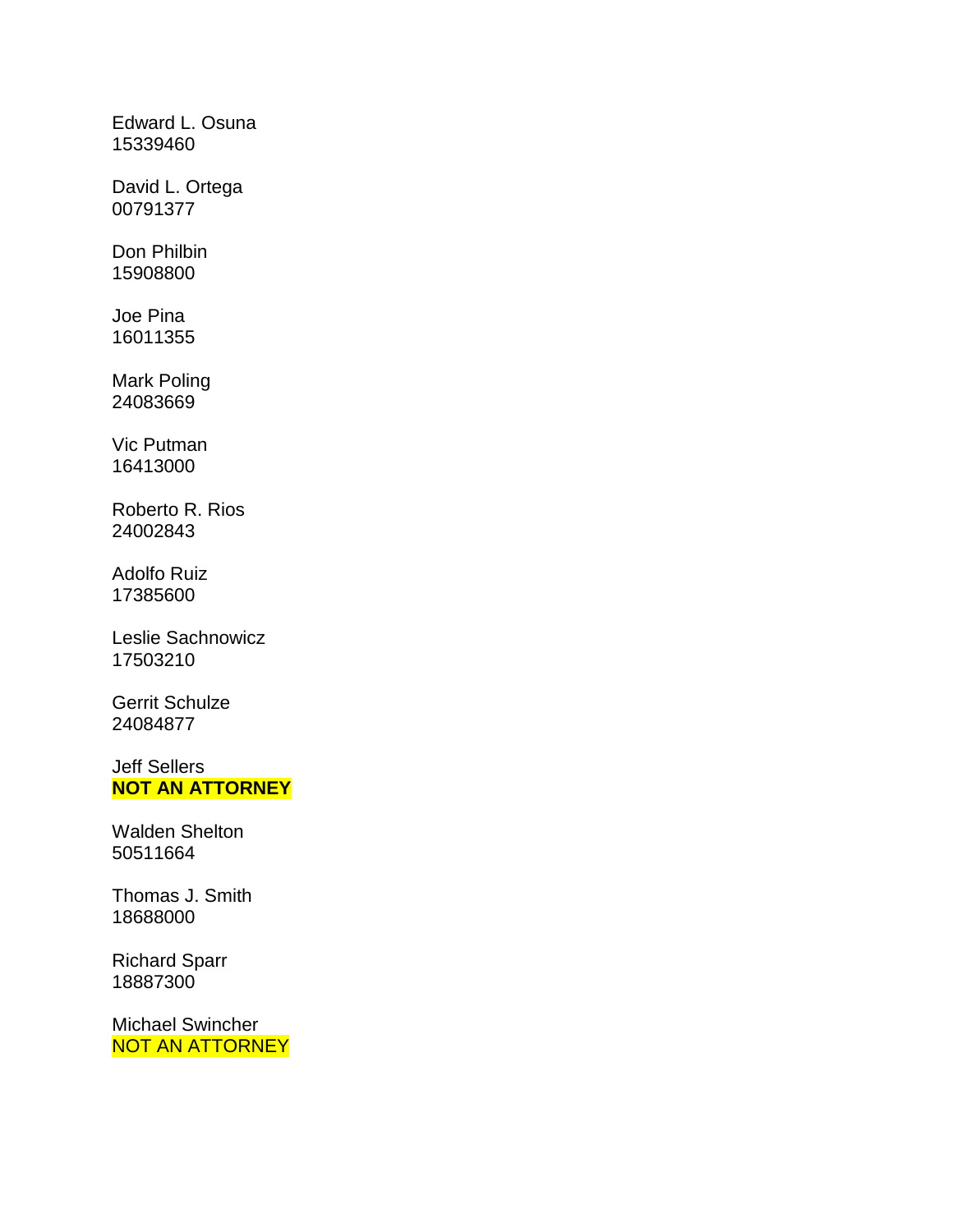Edward L. Osuna
15339460

David L. Ortega
00791377

Don Philbin
15908800

Joe Pina
16011355

Mark Poling
24083669

Vic Putman
16413000

Roberto R. Rios
24002843

Adolfo Ruiz
17385600

Leslie Sachnowicz
17503210

Gerrit Schulze
24084877

Jeff Sellers
**NOT AN ATTORNEY**

Walden Shelton
50511664

Thomas J. Smith
18688000

Richard Sparr
18887300

Michael Swincher
NOT AN ATTORNEY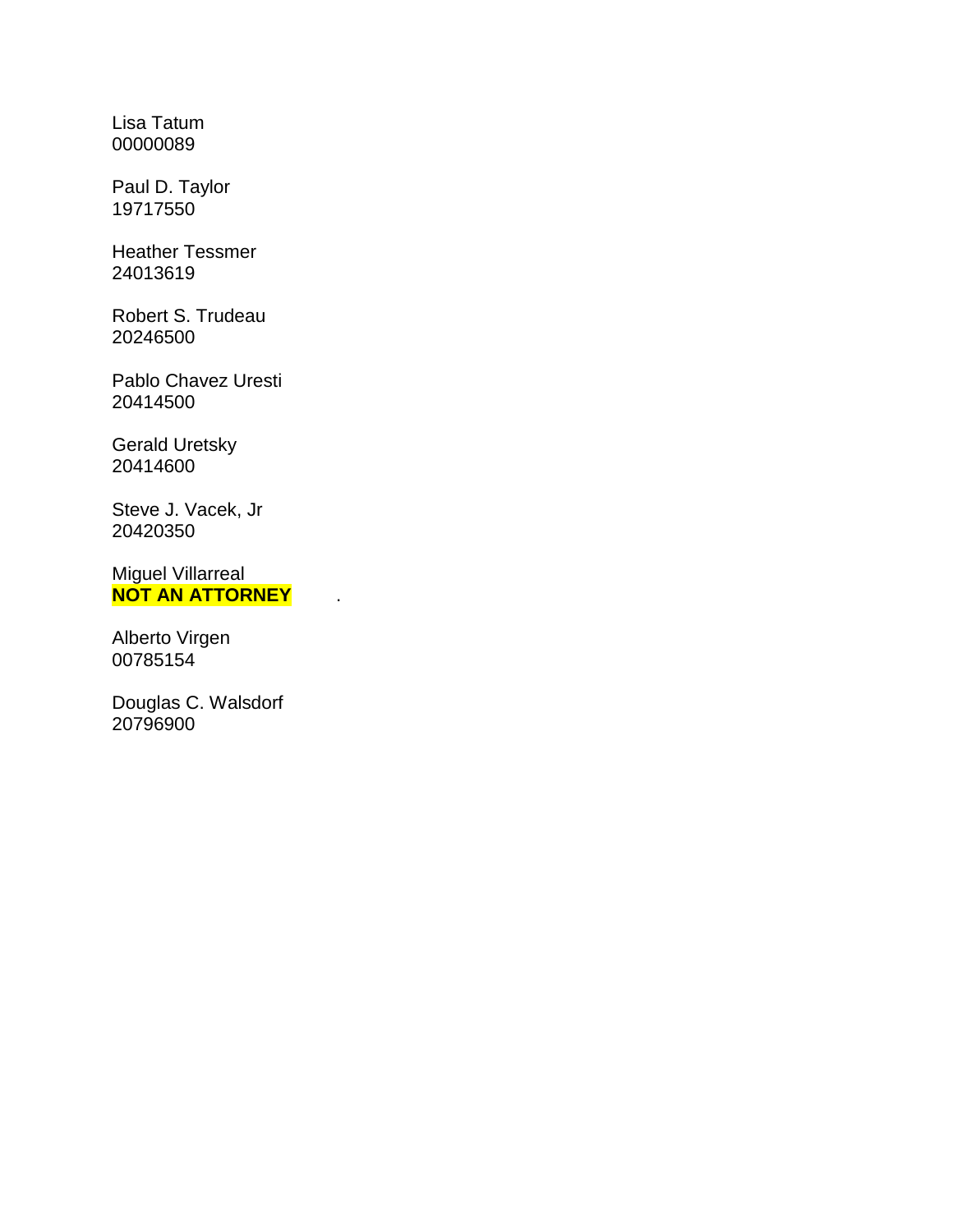Lisa Tatum
00000089

Paul D. Taylor
19717550

Heather Tessmer
24013619

Robert S. Trudeau
20246500

Pablo Chavez Uresti
20414500

Gerald Uretsky
20414600

Steve J. Vacek, Jr
20420350

Miguel Villarreal
**NOT AN ATTORNEY** .

Alberto Virgen
00785154

Douglas C. Walsdorf
20796900